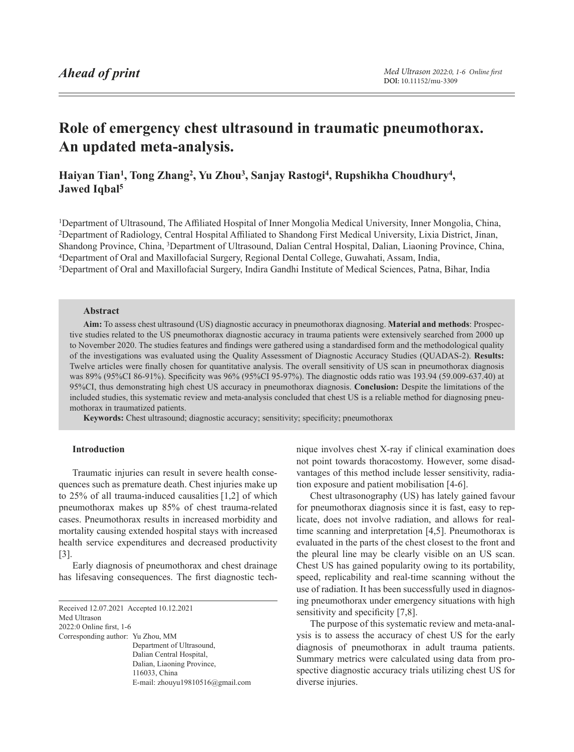*Ahead of print*

# Role of emergency chest ultrasound in traumatic pneumothorax. An updated meta-analysis.

**Haiyan Tian[1], Tong Zhang[2], Yu Zhou[3], Sanjay Rastogi[4], Rupshikha Choudhury[4], Jawed Iqbal[5]**

[1]Department of Ultrasound, The Affiliated Hospital of Inner Mongolia Medical University, Inner Mongolia, China, [2]Department of Radiology, Central Hospital Affiliated to Shandong First Medical University, Lixia District, Jinan, Shandong Province, China, [3]Department of Ultrasound, Dalian Central Hospital, Dalian, Liaoning Province, China, [4]Department of Oral and Maxillofacial Surgery, Regional Dental College, Guwahati, Assam, India, [5]Department of Oral and Maxillofacial Surgery, Indira Gandhi Institute of Medical Sciences, Patna, Bihar, India

## Abstract

**Aim:** To assess chest ultrasound (US) diagnostic accuracy in pneumothorax diagnosing. **Material and methods**: Prospective studies related to the US pneumothorax diagnostic accuracy in trauma patients were extensively searched from 2000 up to November 2020. The studies features and findings were gathered using a standardised form and the methodological quality of the investigations was evaluated using the Quality Assessment of Diagnostic Accuracy Studies (QUADAS-2). **Results:** Twelve articles were finally chosen for quantitative analysis. The overall sensitivity of US scan in pneumothorax diagnosis was 89% (95%CI 86-91%). Specificity was 96% (95%CI 95-97%). The diagnostic odds ratio was 193.94 (59.009-637.40) at 95%CI, thus demonstrating high chest US accuracy in pneumothorax diagnosis. **Conclusion:** Despite the limitations of the included studies, this systematic review and meta-analysis concluded that chest US is a reliable method for diagnosing pneumothorax in traumatized patients.

**Keywords:** Chest ultrasound; diagnostic accuracy; sensitivity; specificity; pneumothorax

## Introduction

Traumatic injuries can result in severe health consequences such as premature death. Chest injuries make up to 25% of all trauma-induced causalities [1,2] of which pneumothorax makes up 85% of chest trauma-related cases. Pneumothorax results in increased morbidity and mortality causing extended hospital stays with increased health service expenditures and decreased productivity [3].

Early diagnosis of pneumothorax and chest drainage has lifesaving consequences. The first diagnostic technique involves chest X-ray if clinical examination does not point towards thoracostomy. However, some disadvantages of this method include lesser sensitivity, radiation exposure and patient mobilisation [4-6].

Chest ultrasonography (US) has lately gained favour for pneumothorax diagnosis since it is fast, easy to replicate, does not involve radiation, and allows for real-time scanning and interpretation [4,5]. Pneumothorax is evaluated in the parts of the chest closest to the front and the pleural line may be clearly visible on an US scan. Chest US has gained popularity owing to its portability, speed, replicability and real-time scanning without the use of radiation. It has been successfully used in diagnosing pneumothorax under emergency situations with high sensitivity and specificity [7,8].

The purpose of this systematic review and meta-analysis is to assess the accuracy of chest US for the early diagnosis of pneumothorax in adult trauma patients. Summary metrics were calculated using data from prospective diagnostic accuracy trials utilizing chest US for diverse injuries.

Received 12.07.2021 Accepted 10.12.2021
Med Ultrason
2022:0 Online first, 1-6
Corresponding author: Yu Zhou, MM
Department of Ultrasound,
Dalian Central Hospital,
Dalian, Liaoning Province,
116033, China
E-mail: zhouyu19810516@gmail.com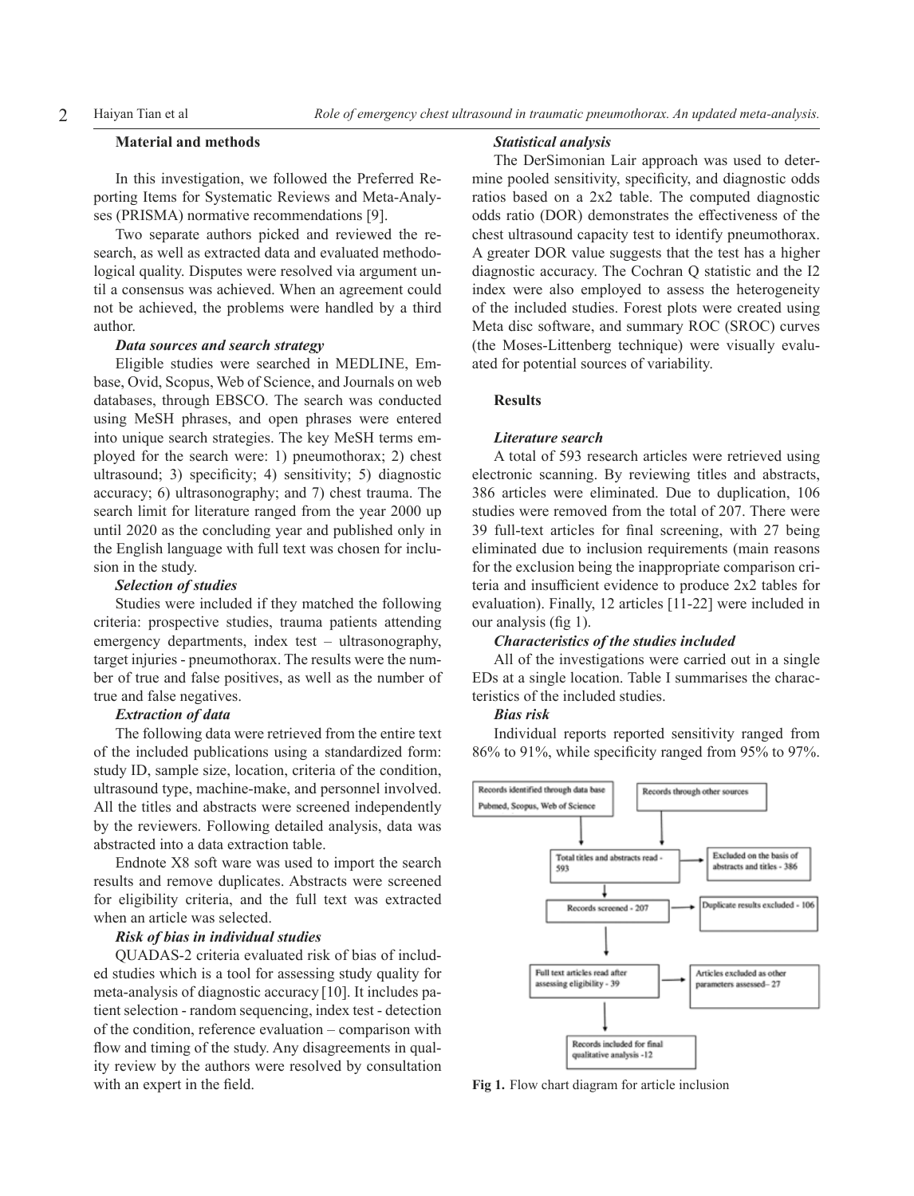## Material and methods

In this investigation, we followed the Preferred Reporting Items for Systematic Reviews and Meta-Analyses (PRISMA) normative recommendations [9].

Two separate authors picked and reviewed the research, as well as extracted data and evaluated methodological quality. Disputes were resolved via argument until a consensus was achieved. When an agreement could not be achieved, the problems were handled by a third author.

### *Data sources and search strategy*

Eligible studies were searched in MEDLINE, Embase, Ovid, Scopus, Web of Science, and Journals on web databases, through EBSCO. The search was conducted using MeSH phrases, and open phrases were entered into unique search strategies. The key MeSH terms employed for the search were: 1) pneumothorax; 2) chest ultrasound; 3) specificity; 4) sensitivity; 5) diagnostic accuracy; 6) ultrasonography; and 7) chest trauma. The search limit for literature ranged from the year 2000 up until 2020 as the concluding year and published only in the English language with full text was chosen for inclusion in the study.

### *Selection of studies*

Studies were included if they matched the following criteria: prospective studies, trauma patients attending emergency departments, index test – ultrasonography, target injuries - pneumothorax. The results were the number of true and false positives, as well as the number of true and false negatives.

### *Extraction of data*

The following data were retrieved from the entire text of the included publications using a standardized form: study ID, sample size, location, criteria of the condition, ultrasound type, machine-make, and personnel involved. All the titles and abstracts were screened independently by the reviewers. Following detailed analysis, data was abstracted into a data extraction table.

Endnote X8 soft ware was used to import the search results and remove duplicates. Abstracts were screened for eligibility criteria, and the full text was extracted when an article was selected.

### *Risk of bias in individual studies*

QUADAS-2 criteria evaluated risk of bias of included studies which is a tool for assessing study quality for meta-analysis of diagnostic accuracy [10]. It includes patient selection - random sequencing, index test - detection of the condition, reference evaluation – comparison with flow and timing of the study. Any disagreements in quality review by the authors were resolved by consultation with an expert in the field.

### *Statistical analysis*

The DerSimonian Lair approach was used to determine pooled sensitivity, specificity, and diagnostic odds ratios based on a 2x2 table. The computed diagnostic odds ratio (DOR) demonstrates the effectiveness of the chest ultrasound capacity test to identify pneumothorax. A greater DOR value suggests that the test has a higher diagnostic accuracy. The Cochran Q statistic and the I2 index were also employed to assess the heterogeneity of the included studies. Forest plots were created using Meta disc software, and summary ROC (SROC) curves (the Moses-Littenberg technique) were visually evaluated for potential sources of variability.

## Results

### *Literature search*

A total of 593 research articles were retrieved using electronic scanning. By reviewing titles and abstracts, 386 articles were eliminated. Due to duplication, 106 studies were removed from the total of 207. There were 39 full-text articles for final screening, with 27 being eliminated due to inclusion requirements (main reasons for the exclusion being the inappropriate comparison criteria and insufficient evidence to produce 2x2 tables for evaluation). Finally, 12 articles [11-22] were included in our analysis (fig 1).

### *Characteristics of the studies included*

All of the investigations were carried out in a single EDs at a single location. Table I summarises the characteristics of the included studies.

### *Bias risk*

Individual reports reported sensitivity ranged from 86% to 91%, while specificity ranged from 95% to 97%.

Records identified through data base Pubmed, Scopus, Web of Science

Records through other sources

Total titles and abstracts read - 593

Excluded on the basis of abstracts and titles - 386

Records screened - 207

Duplicate results excluded - 106

Full text articles read after assessing eligibility - 39

Articles excluded as other parameters assessed– 27

Records included for final qualitative analysis -12

**Fig 1.** Flow chart diagram for article inclusion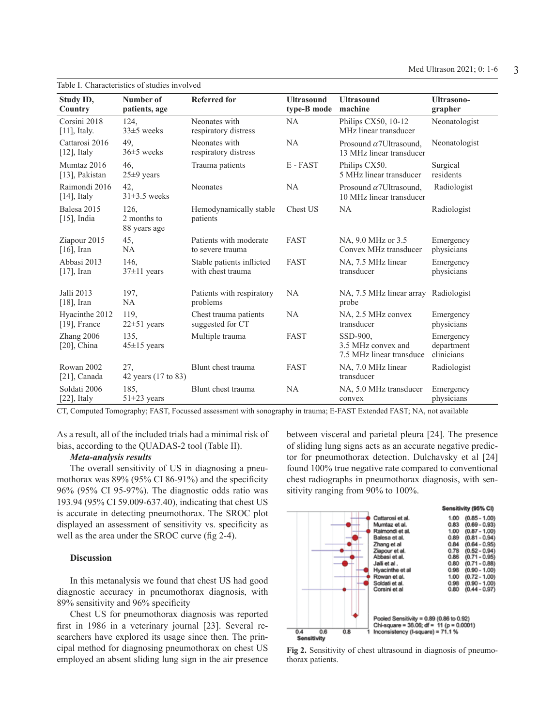Table I. Characteristics of studies involved

| Study ID, Country | Number of patients, age | Referred for | Ultrasound type-B mode | Ultrasound machine | Ultrasonographer |
|---|---|---|---|---|---|
| Corsini 2018 [11], Italy. | 124, 33±5 weeks | Neonates with respiratory distress | NA | Philips CX50, 10-12 MHz linear transducer | Neonatologist |
| Cattarosi 2016 [12], Italy | 49, 36±5 weeks | Neonates with respiratory distress | NA | Prosound $\alpha$7Ultrasound, 13 MHz linear transducer | Neonatologist |
| Mumtaz 2016 [13], Pakistan | 46, 25±9 years | Trauma patients | E - FAST | Philips CX50. 5 MHz linear transducer | Surgical residents |
| Raimondi 2016 [14], Italy | 42, 31±3.5 weeks | Neonates | NA | Prosound $\alpha$7Ultrasound, 10 MHz linear transducer | Radiologist |
| Balesa 2015 [15], India | 126, 2 months to 88 years age | Hemodynamically stable patients | Chest US | NA | Radiologist |
| Ziapour 2015 [16], Iran | 45, NA | Patients with moderate to severe trauma | FAST | NA, 9.0 MHz or 3.5 Convex MHz transducer | Emergency physicians |
| Abbasi 2013 [17], Iran | 146, 37±11 years | Stable patients inflicted with chest trauma | FAST | NA, 7.5 MHz linear transducer | Emergency physicians |
| Jalli 2013 [18], Iran | 197, NA | Patients with respiratory problems | NA | NA, 7.5 MHz linear array probe | Radiologist |
| Hyacinthe 2012 [19], France | 119, 22±51 years | Chest trauma patients suggested for CT | NA | NA, 2.5 MHz convex transducer | Emergency physicians |
| Zhang 2006 [20], China | 135, 45±15 years | Multiple trauma | FAST | SSD-900, 3.5 MHz convex and 7.5 MHz linear transduce | Emergency department clinicians |
| Rowan 2002 [21], Canada | 27, 42 years (17 to 83) | Blunt chest trauma | FAST | NA, 7.0 MHz linear transducer | Radiologist |
| Soldati 2006 [22], Italy | 185, 51+23 years | Blunt chest trauma | NA | NA, 5.0 MHz transducer convex | Emergency physicians |

CT, Computed Tomography; FAST, Focussed assessment with sonography in trauma; E-FAST Extended FAST; NA, not available

As a result, all of the included trials had a minimal risk of bias, according to the QUADAS-2 tool (Table II).

***Meta-analysis results***

The overall sensitivity of US in diagnosing a pneumothorax was 89% (95% CI 86-91%) and the specificity 96% (95% CI 95-97%). The diagnostic odds ratio was 193.94 (95% CI 59.009-637.40), indicating that chest US is accurate in detecting pneumothorax. The SROC plot displayed an assessment of sensitivity vs. specificity as well as the area under the SROC curve (fig 2-4).

**Discussion**

In this metanalysis we found that chest US had good diagnostic accuracy in pneumothorax diagnosis, with 89% sensitivity and 96% specificity

Chest US for pneumothorax diagnosis was reported first in 1986 in a veterinary journal [23]. Several researchers have explored its usage since then. The principal method for diagnosing pneumothorax on chest US employed an absent sliding lung sign in the air presence between visceral and parietal pleura [24]. The presence of sliding lung signs acts as an accurate negative predictor for pneumothorax detection. Dulchavsky et al [24] found 100% true negative rate compared to conventional chest radiographs in pneumothorax diagnosis, with sensitivity ranging from 90% to 100%.

| Study | Sensitivity (95% CI) |
|---|---|
| Cattarosi et al. | 1.00 (0.85 - 1.00) |
| Mumtaz et al. | 0.83 (0.69 - 0.93) |
| Raimondi et al. | 1.00 (0.87 - 1.00) |
| Balesa et al. | 0.89 (0.81 - 0.94) |
| Zhang et al | 0.84 (0.64 - 0.95) |
| Ziapour et al. | 0.78 (0.52 - 0.94) |
| Abbasi et al. | 0.86 (0.71 - 0.95) |
| Jalli et al . | 0.80 (0.71 - 0.88) |
| Hyacinthe et al | 0.98 (0.90 - 1.00) |
| Rowan et al. | 1.00 (0.72 - 1.00) |
| Soldati et al. | 0.98 (0.90 - 1.00) |
| Corsini et al | 0.80 (0.44 - 0.97) |

Pooled Sensitivity = 0.89 (0.86 to 0.92)
Chi-square = 38.06; df = 11 (p = 0.0001)
Inconsistency (I-square) = 71.1 %

**Fig 2.** Sensitivity of chest ultrasound in diagnosis of pneumothorax patients.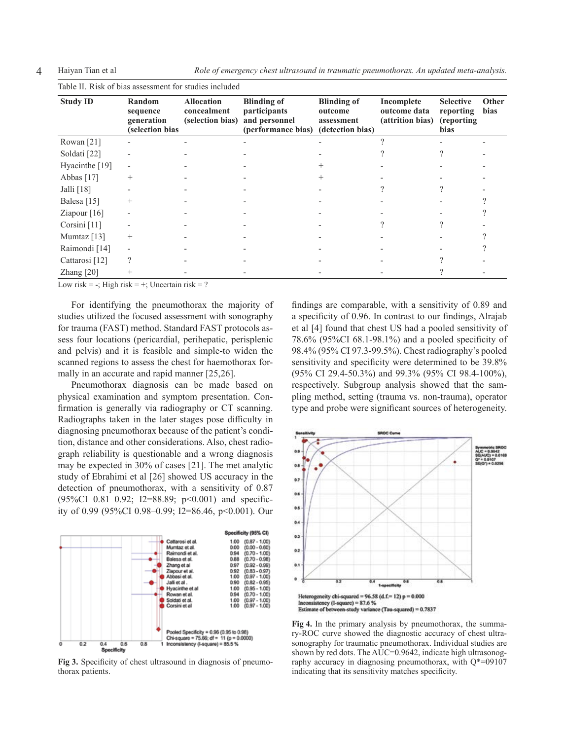Table II. Risk of bias assessment for studies included

| Study ID | Random sequence generation (selection bias | Allocation concealment (selection bias) | Blinding of participants and personnel (performance bias) | Blinding of outcome assessment (detection bias) | Incomplete outcome data (attrition bias) | Selective reporting (reporting bias | Other bias |
|---|---|---|---|---|---|---|---|
| Rowan [21] | - | - | - | - | ? | - | - |
| Soldati [22] | - | - | - | - | ? | ? | - |
| Hyacinthe [19] | - | - | - | + | - | - | - |
| Abbas [17] | + | - | - | + | - | - | - |
| Jalli [18] | - | - | - | - | ? | ? | - |
| Balesa [15] | + | - | - | - | - | - | ? |
| Ziapour [16] | - | - | - | - | - | - | ? |
| Corsini [11] | - | - | - | - | ? | ? | - |
| Mumtaz [13] | + | - | - | - | - | - | ? |
| Raimondi [14] | - | - | - | - | - | - | ? |
| Cattarosi [12] | ? | - | - | - | - | ? | - |
| Zhang [20] | + | - | - | - | - | ? | - |

Low risk = -; High risk = +; Uncertain risk = ?

For identifying the pneumothorax the majority of studies utilized the focused assessment with sonography for trauma (FAST) method. Standard FAST protocols assess four locations (pericardial, perihepatic, perisplenic and pelvis) and it is feasible and simple-to widen the scanned regions to assess the chest for haemothorax formally in an accurate and rapid manner [25,26].

Pneumothorax diagnosis can be made based on physical examination and symptom presentation. Confirmation is generally via radiography or CT scanning. Radiographs taken in the later stages pose difficulty in diagnosing pneumothorax because of the patient's condition, distance and other considerations. Also, chest radiograph reliability is questionable and a wrong diagnosis may be expected in 30% of cases [21]. The met analytic study of Ebrahimi et al [26] showed US accuracy in the detection of pneumothorax, with a sensitivity of 0.87 (95%CI 0.81–0.92; I2=88.89; p<0.001) and specificity of 0.99 (95%CI 0.98–0.99; I2=86.46, p<0.001). Our findings are comparable, with a sensitivity of 0.89 and a specificity of 0.96. In contrast to our findings, Alrajab et al [4] found that chest US had a pooled sensitivity of 78.6% (95%CI 68.1-98.1%) and a pooled specificity of 98.4% (95% CI 97.3-99.5%). Chest radiography's pooled sensitivity and specificity were determined to be 39.8% (95% CI 29.4-50.3%) and 99.3% (95% CI 98.4-100%), respectively. Subgroup analysis showed that the sampling method, setting (trauma vs. non-trauma), operator type and probe were significant sources of heterogeneity.

**Fig 3.** Specificity of chest ultrasound in diagnosis of pneumothorax patients.

**Fig 4.** In the primary analysis by pneumothorax, the summary-ROC curve showed the diagnostic accuracy of chest ultrasonography for traumatic pneumothorax. Individual studies are shown by red dots. The AUC=0.9642, indicate high ultrasonography accuracy in diagnosing pneumothorax, with Q*=09107 indicating that its sensitivity matches specificity.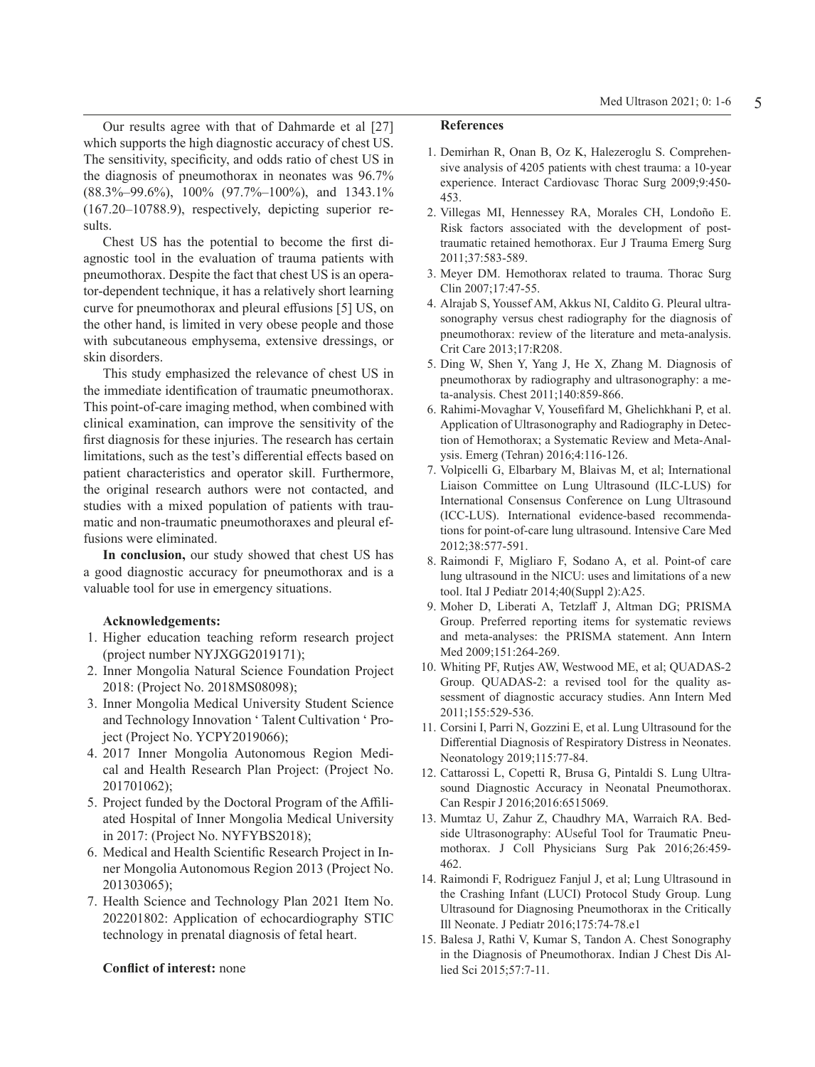Our results agree with that of Dahmarde et al [27] which supports the high diagnostic accuracy of chest US. The sensitivity, specificity, and odds ratio of chest US in the diagnosis of pneumothorax in neonates was 96.7% (88.3%–99.6%), 100% (97.7%–100%), and 1343.1% (167.20–10788.9), respectively, depicting superior results.

Chest US has the potential to become the first diagnostic tool in the evaluation of trauma patients with pneumothorax. Despite the fact that chest US is an operator-dependent technique, it has a relatively short learning curve for pneumothorax and pleural effusions [5] US, on the other hand, is limited in very obese people and those with subcutaneous emphysema, extensive dressings, or skin disorders.

This study emphasized the relevance of chest US in the immediate identification of traumatic pneumothorax. This point-of-care imaging method, when combined with clinical examination, can improve the sensitivity of the first diagnosis for these injuries. The research has certain limitations, such as the test's differential effects based on patient characteristics and operator skill. Furthermore, the original research authors were not contacted, and studies with a mixed population of patients with traumatic and non-traumatic pneumothoraxes and pleural effusions were eliminated.

**In conclusion,** our study showed that chest US has a good diagnostic accuracy for pneumothorax and is a valuable tool for use in emergency situations.

**Acknowledgements:**

1. Higher education teaching reform research project (project number NYJXGG2019171);
2. Inner Mongolia Natural Science Foundation Project 2018: (Project No. 2018MS08098);
3. Inner Mongolia Medical University Student Science and Technology Innovation ' Talent Cultivation ' Project (Project No. YCPY2019066);
4. 2017 Inner Mongolia Autonomous Region Medical and Health Research Plan Project: (Project No. 201701062);
5. Project funded by the Doctoral Program of the Affiliated Hospital of Inner Mongolia Medical University in 2017: (Project No. NYFYBS2018);
6. Medical and Health Scientific Research Project in Inner Mongolia Autonomous Region 2013 (Project No. 201303065);
7. Health Science and Technology Plan 2021 Item No. 202201802: Application of echocardiography STIC technology in prenatal diagnosis of fetal heart.

**Conflict of interest:** none

**References**

1. Demirhan R, Onan B, Oz K, Halezeroglu S. Comprehensive analysis of 4205 patients with chest trauma: a 10-year experience. Interact Cardiovasc Thorac Surg 2009;9:450-453.
2. Villegas MI, Hennessey RA, Morales CH, Londoño E. Risk factors associated with the development of post-traumatic retained hemothorax. Eur J Trauma Emerg Surg 2011;37:583-589.
3. Meyer DM. Hemothorax related to trauma. Thorac Surg Clin 2007;17:47-55.
4. Alrajab S, Youssef AM, Akkus NI, Caldito G. Pleural ultrasonography versus chest radiography for the diagnosis of pneumothorax: review of the literature and meta-analysis. Crit Care 2013;17:R208.
5. Ding W, Shen Y, Yang J, He X, Zhang M. Diagnosis of pneumothorax by radiography and ultrasonography: a meta-analysis. Chest 2011;140:859-866.
6. Rahimi-Movaghar V, Yousefifard M, Ghelichkhani P, et al. Application of Ultrasonography and Radiography in Detection of Hemothorax; a Systematic Review and Meta-Analysis. Emerg (Tehran) 2016;4:116-126.
7. Volpicelli G, Elbarbary M, Blaivas M, et al; International Liaison Committee on Lung Ultrasound (ILC-LUS) for International Consensus Conference on Lung Ultrasound (ICC-LUS). International evidence-based recommendations for point-of-care lung ultrasound. Intensive Care Med 2012;38:577-591.
8. Raimondi F, Migliaro F, Sodano A, et al. Point-of care lung ultrasound in the NICU: uses and limitations of a new tool. Ital J Pediatr 2014;40(Suppl 2):A25.
9. Moher D, Liberati A, Tetzlaff J, Altman DG; PRISMA Group. Preferred reporting items for systematic reviews and meta-analyses: the PRISMA statement. Ann Intern Med 2009;151:264-269.
10. Whiting PF, Rutjes AW, Westwood ME, et al; QUADAS-2 Group. QUADAS-2: a revised tool for the quality assessment of diagnostic accuracy studies. Ann Intern Med 2011;155:529-536.
11. Corsini I, Parri N, Gozzini E, et al. Lung Ultrasound for the Differential Diagnosis of Respiratory Distress in Neonates. Neonatology 2019;115:77-84.
12. Cattarossi L, Copetti R, Brusa G, Pintaldi S. Lung Ultrasound Diagnostic Accuracy in Neonatal Pneumothorax. Can Respir J 2016;2016:6515069.
13. Mumtaz U, Zahur Z, Chaudhry MA, Warraich RA. Bedside Ultrasonography: AUseful Tool for Traumatic Pneumothorax. J Coll Physicians Surg Pak 2016;26:459-462.
14. Raimondi F, Rodriguez Fanjul J, et al; Lung Ultrasound in the Crashing Infant (LUCI) Protocol Study Group. Lung Ultrasound for Diagnosing Pneumothorax in the Critically Ill Neonate. J Pediatr 2016;175:74-78.e1
15. Balesa J, Rathi V, Kumar S, Tandon A. Chest Sonography in the Diagnosis of Pneumothorax. Indian J Chest Dis Allied Sci 2015;57:7-11.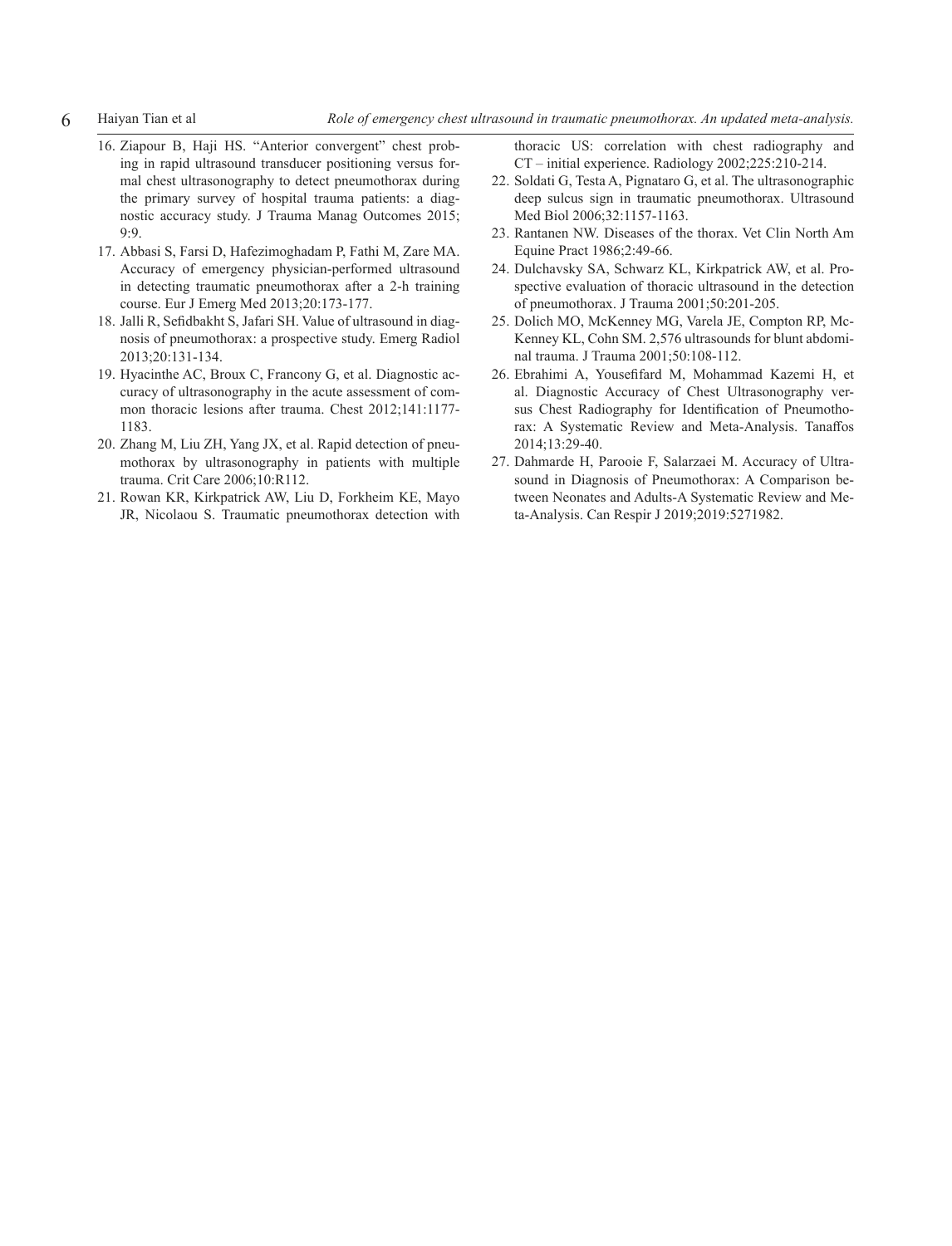16. Ziapour B, Haji HS. "Anterior convergent" chest probing in rapid ultrasound transducer positioning versus formal chest ultrasonography to detect pneumothorax during the primary survey of hospital trauma patients: a diagnostic accuracy study. J Trauma Manag Outcomes 2015; 9:9.
17. Abbasi S, Farsi D, Hafezimoghadam P, Fathi M, Zare MA. Accuracy of emergency physician-performed ultrasound in detecting traumatic pneumothorax after a 2-h training course. Eur J Emerg Med 2013;20:173-177.
18. Jalli R, Sefidbakht S, Jafari SH. Value of ultrasound in diagnosis of pneumothorax: a prospective study. Emerg Radiol 2013;20:131-134.
19. Hyacinthe AC, Broux C, Francony G, et al. Diagnostic accuracy of ultrasonography in the acute assessment of common thoracic lesions after trauma. Chest 2012;141:1177-1183.
20. Zhang M, Liu ZH, Yang JX, et al. Rapid detection of pneumothorax by ultrasonography in patients with multiple trauma. Crit Care 2006;10:R112.
21. Rowan KR, Kirkpatrick AW, Liu D, Forkheim KE, Mayo JR, Nicolaou S. Traumatic pneumothorax detection with thoracic US: correlation with chest radiography and CT – initial experience. Radiology 2002;225:210-214.
22. Soldati G, Testa A, Pignataro G, et al. The ultrasonographic deep sulcus sign in traumatic pneumothorax. Ultrasound Med Biol 2006;32:1157-1163.
23. Rantanen NW. Diseases of the thorax. Vet Clin North Am Equine Pract 1986;2:49-66.
24. Dulchavsky SA, Schwarz KL, Kirkpatrick AW, et al. Prospective evaluation of thoracic ultrasound in the detection of pneumothorax. J Trauma 2001;50:201-205.
25. Dolich MO, McKenney MG, Varela JE, Compton RP, McKenney KL, Cohn SM. 2,576 ultrasounds for blunt abdominal trauma. J Trauma 2001;50:108-112.
26. Ebrahimi A, Yousefifard M, Mohammad Kazemi H, et al. Diagnostic Accuracy of Chest Ultrasonography versus Chest Radiography for Identification of Pneumothorax: A Systematic Review and Meta-Analysis. Tanaffos 2014;13:29-40.
27. Dahmarde H, Parooie F, Salarzaei M. Accuracy of Ultrasound in Diagnosis of Pneumothorax: A Comparison between Neonates and Adults-A Systematic Review and Meta-Analysis. Can Respir J 2019;2019:5271982.